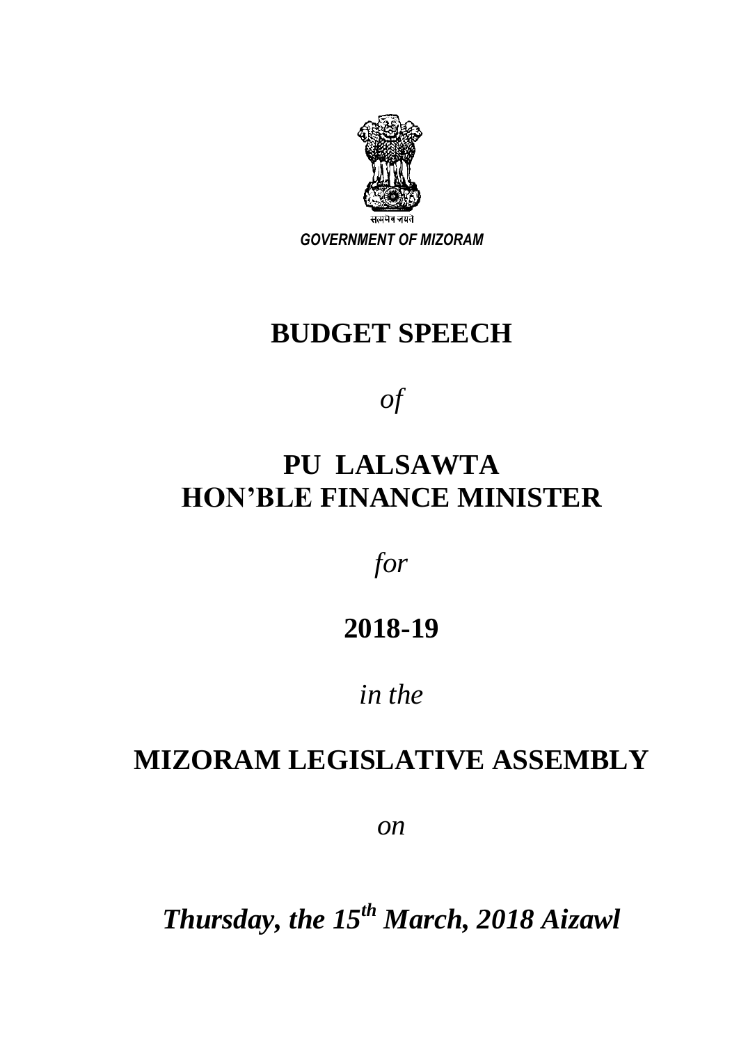सत्यमेव जयते

*GOVERNMENT OF MIZORAM*

# BUDGET SPEECH

*of*

## PU LALSAWTA
## HON'BLE FINANCE MINISTER

*for*

## 2018-19

*in the*

## MIZORAM LEGISLATIVE ASSEMBLY

*on*

***Thursday, the 15th March, 2018 Aizawl***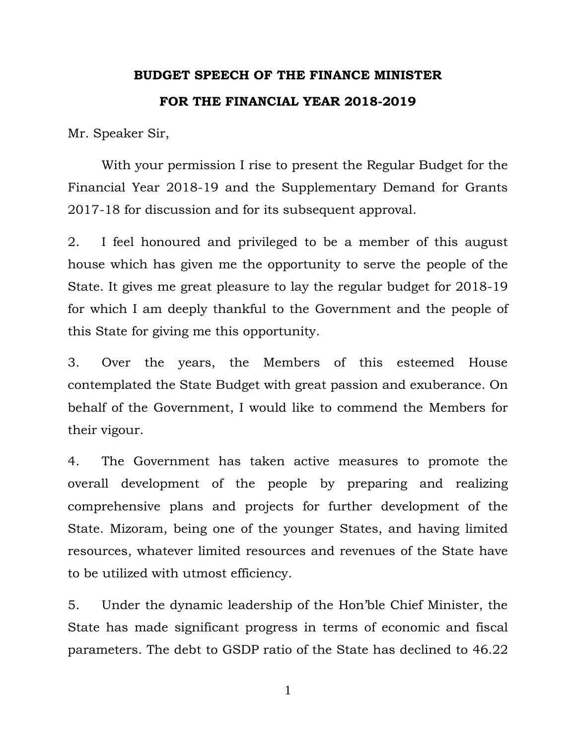# BUDGET SPEECH OF THE FINANCE MINISTER

# FOR THE FINANCIAL YEAR 2018-2019

Mr. Speaker Sir,

With your permission I rise to present the Regular Budget for the Financial Year 2018-19 and the Supplementary Demand for Grants 2017-18 for discussion and for its subsequent approval.

2. I feel honoured and privileged to be a member of this august house which has given me the opportunity to serve the people of the State. It gives me great pleasure to lay the regular budget for 2018-19 for which I am deeply thankful to the Government and the people of this State for giving me this opportunity.

3. Over the years, the Members of this esteemed House contemplated the State Budget with great passion and exuberance. On behalf of the Government, I would like to commend the Members for their vigour.

4. The Government has taken active measures to promote the overall development of the people by preparing and realizing comprehensive plans and projects for further development of the State. Mizoram, being one of the younger States, and having limited resources, whatever limited resources and revenues of the State have to be utilized with utmost efficiency.

5. Under the dynamic leadership of the Hon'ble Chief Minister, the State has made significant progress in terms of economic and fiscal parameters. The debt to GSDP ratio of the State has declined to 46.22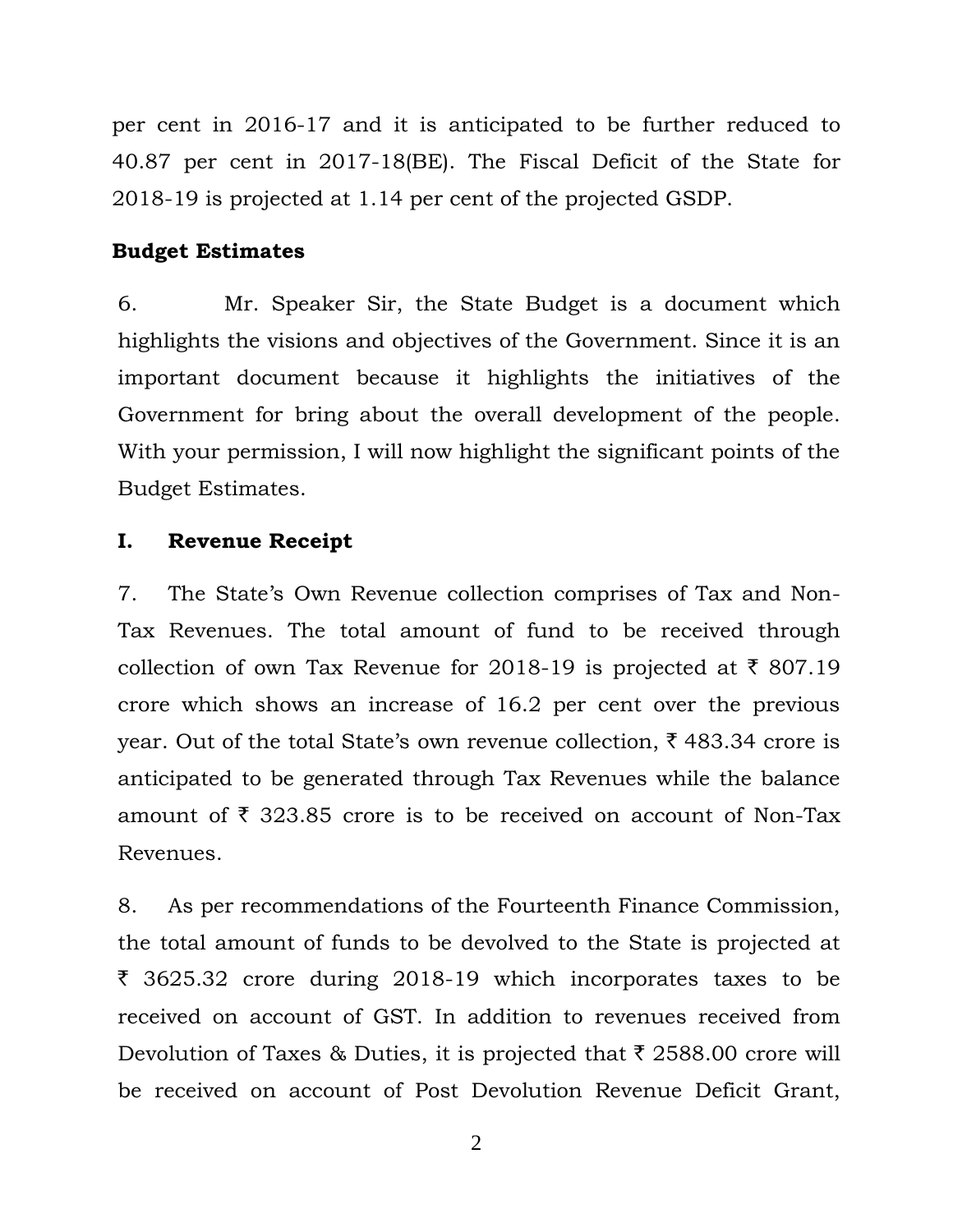per cent in 2016-17 and it is anticipated to be further reduced to 40.87 per cent in 2017-18(BE). The Fiscal Deficit of the State for 2018-19 is projected at 1.14 per cent of the projected GSDP.

**Budget Estimates**

6. Mr. Speaker Sir, the State Budget is a document which highlights the visions and objectives of the Government. Since it is an important document because it highlights the initiatives of the Government for bring about the overall development of the people. With your permission, I will now highlight the significant points of the Budget Estimates.

**I. Revenue Receipt**

7. The State's Own Revenue collection comprises of Tax and Non-Tax Revenues. The total amount of fund to be received through collection of own Tax Revenue for 2018-19 is projected at ₹ 807.19 crore which shows an increase of 16.2 per cent over the previous year. Out of the total State's own revenue collection, ₹ 483.34 crore is anticipated to be generated through Tax Revenues while the balance amount of ₹ 323.85 crore is to be received on account of Non-Tax Revenues.

8. As per recommendations of the Fourteenth Finance Commission, the total amount of funds to be devolved to the State is projected at ₹ 3625.32 crore during 2018-19 which incorporates taxes to be received on account of GST. In addition to revenues received from Devolution of Taxes & Duties, it is projected that ₹ 2588.00 crore will be received on account of Post Devolution Revenue Deficit Grant,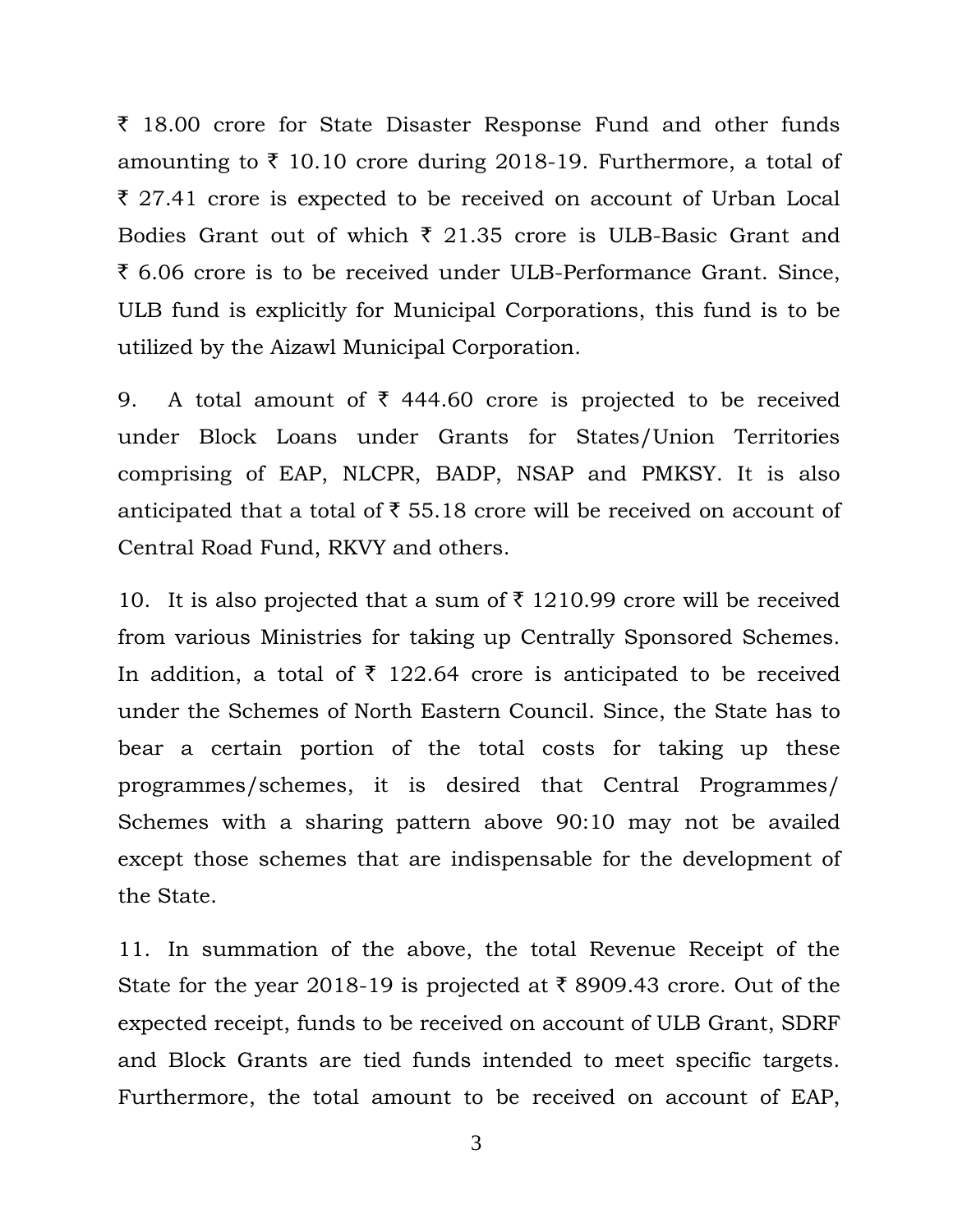₹ 18.00 crore for State Disaster Response Fund and other funds amounting to ₹ 10.10 crore during 2018-19. Furthermore, a total of ₹ 27.41 crore is expected to be received on account of Urban Local Bodies Grant out of which ₹ 21.35 crore is ULB-Basic Grant and ₹ 6.06 crore is to be received under ULB-Performance Grant. Since, ULB fund is explicitly for Municipal Corporations, this fund is to be utilized by the Aizawl Municipal Corporation.

9. A total amount of ₹ 444.60 crore is projected to be received under Block Loans under Grants for States/Union Territories comprising of EAP, NLCPR, BADP, NSAP and PMKSY. It is also anticipated that a total of ₹ 55.18 crore will be received on account of Central Road Fund, RKVY and others.

10. It is also projected that a sum of ₹ 1210.99 crore will be received from various Ministries for taking up Centrally Sponsored Schemes. In addition, a total of ₹ 122.64 crore is anticipated to be received under the Schemes of North Eastern Council. Since, the State has to bear a certain portion of the total costs for taking up these programmes/schemes, it is desired that Central Programmes/ Schemes with a sharing pattern above 90:10 may not be availed except those schemes that are indispensable for the development of the State.

11. In summation of the above, the total Revenue Receipt of the State for the year 2018-19 is projected at ₹ 8909.43 crore. Out of the expected receipt, funds to be received on account of ULB Grant, SDRF and Block Grants are tied funds intended to meet specific targets. Furthermore, the total amount to be received on account of EAP,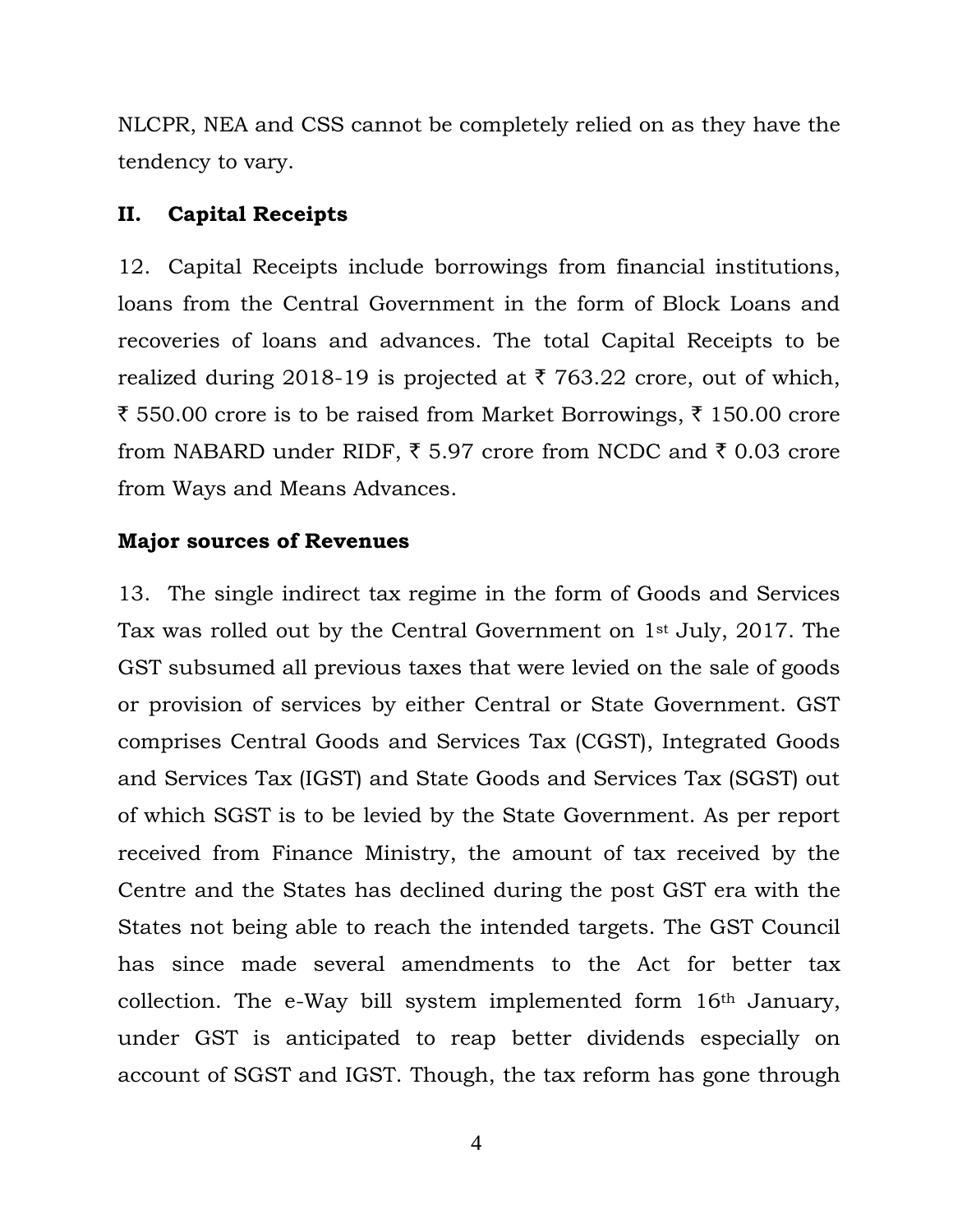NLCPR, NEA and CSS cannot be completely relied on as they have the tendency to vary.

## II. Capital Receipts

12. Capital Receipts include borrowings from financial institutions, loans from the Central Government in the form of Block Loans and recoveries of loans and advances. The total Capital Receipts to be realized during 2018-19 is projected at ₹ 763.22 crore, out of which, ₹ 550.00 crore is to be raised from Market Borrowings, ₹ 150.00 crore from NABARD under RIDF, ₹ 5.97 crore from NCDC and ₹ 0.03 crore from Ways and Means Advances.

## Major sources of Revenues

13. The single indirect tax regime in the form of Goods and Services Tax was rolled out by the Central Government on 1st July, 2017. The GST subsumed all previous taxes that were levied on the sale of goods or provision of services by either Central or State Government. GST comprises Central Goods and Services Tax (CGST), Integrated Goods and Services Tax (IGST) and State Goods and Services Tax (SGST) out of which SGST is to be levied by the State Government. As per report received from Finance Ministry, the amount of tax received by the Centre and the States has declined during the post GST era with the States not being able to reach the intended targets. The GST Council has since made several amendments to the Act for better tax collection. The e-Way bill system implemented form 16th January, under GST is anticipated to reap better dividends especially on account of SGST and IGST. Though, the tax reform has gone through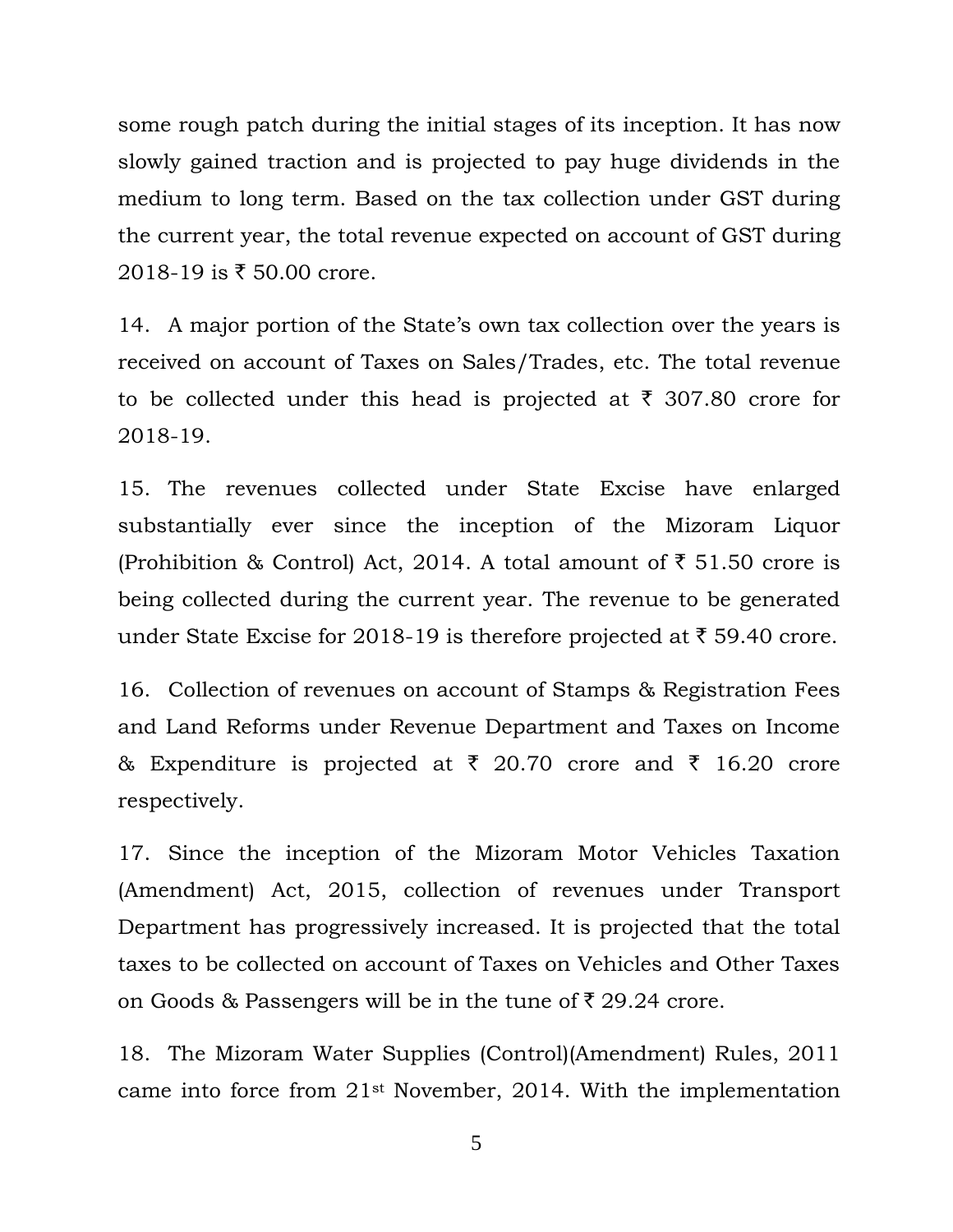some rough patch during the initial stages of its inception. It has now slowly gained traction and is projected to pay huge dividends in the medium to long term. Based on the tax collection under GST during the current year, the total revenue expected on account of GST during 2018-19 is ₹ 50.00 crore.

14. A major portion of the State's own tax collection over the years is received on account of Taxes on Sales/Trades, etc. The total revenue to be collected under this head is projected at ₹ 307.80 crore for 2018-19.

15. The revenues collected under State Excise have enlarged substantially ever since the inception of the Mizoram Liquor (Prohibition & Control) Act, 2014. A total amount of ₹ 51.50 crore is being collected during the current year. The revenue to be generated under State Excise for 2018-19 is therefore projected at ₹ 59.40 crore.

16. Collection of revenues on account of Stamps & Registration Fees and Land Reforms under Revenue Department and Taxes on Income & Expenditure is projected at ₹ 20.70 crore and ₹ 16.20 crore respectively.

17. Since the inception of the Mizoram Motor Vehicles Taxation (Amendment) Act, 2015, collection of revenues under Transport Department has progressively increased. It is projected that the total taxes to be collected on account of Taxes on Vehicles and Other Taxes on Goods & Passengers will be in the tune of ₹ 29.24 crore.

18. The Mizoram Water Supplies (Control)(Amendment) Rules, 2011 came into force from 21st November, 2014. With the implementation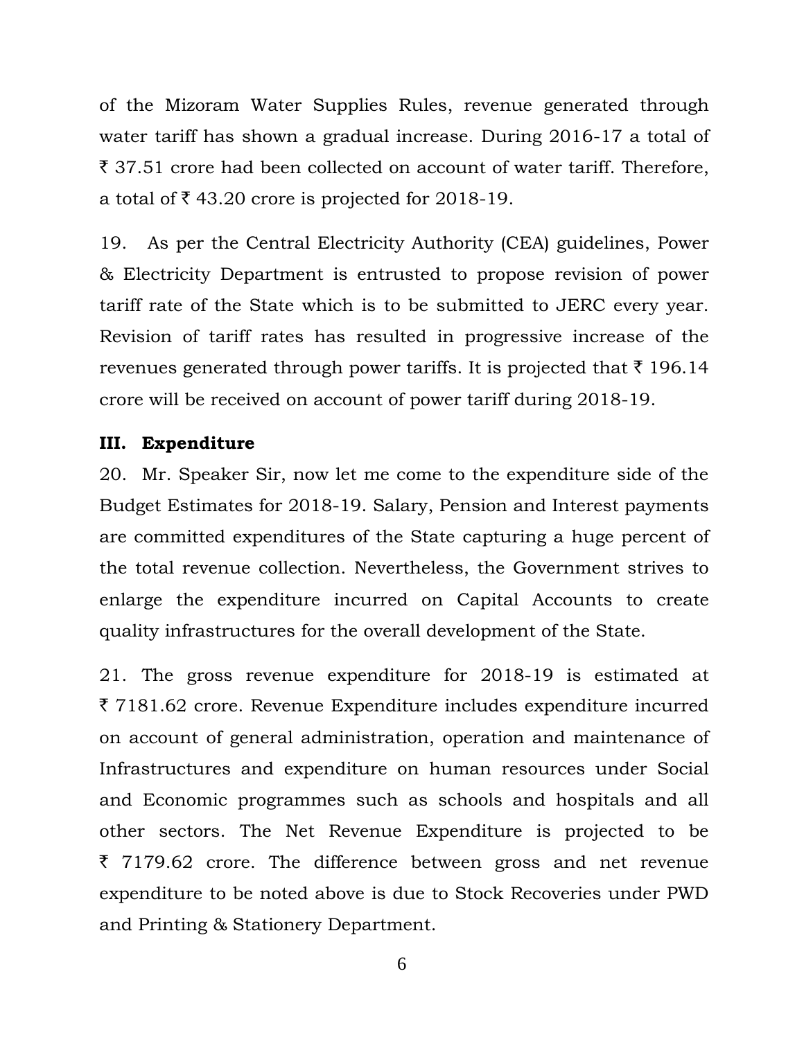of the Mizoram Water Supplies Rules, revenue generated through water tariff has shown a gradual increase. During 2016-17 a total of ₹ 37.51 crore had been collected on account of water tariff. Therefore, a total of ₹ 43.20 crore is projected for 2018-19.

19. As per the Central Electricity Authority (CEA) guidelines, Power & Electricity Department is entrusted to propose revision of power tariff rate of the State which is to be submitted to JERC every year. Revision of tariff rates has resulted in progressive increase of the revenues generated through power tariffs. It is projected that ₹ 196.14 crore will be received on account of power tariff during 2018-19.

### III. Expenditure

20. Mr. Speaker Sir, now let me come to the expenditure side of the Budget Estimates for 2018-19. Salary, Pension and Interest payments are committed expenditures of the State capturing a huge percent of the total revenue collection. Nevertheless, the Government strives to enlarge the expenditure incurred on Capital Accounts to create quality infrastructures for the overall development of the State.

21. The gross revenue expenditure for 2018-19 is estimated at ₹ 7181.62 crore. Revenue Expenditure includes expenditure incurred on account of general administration, operation and maintenance of Infrastructures and expenditure on human resources under Social and Economic programmes such as schools and hospitals and all other sectors. The Net Revenue Expenditure is projected to be ₹ 7179.62 crore. The difference between gross and net revenue expenditure to be noted above is due to Stock Recoveries under PWD and Printing & Stationery Department.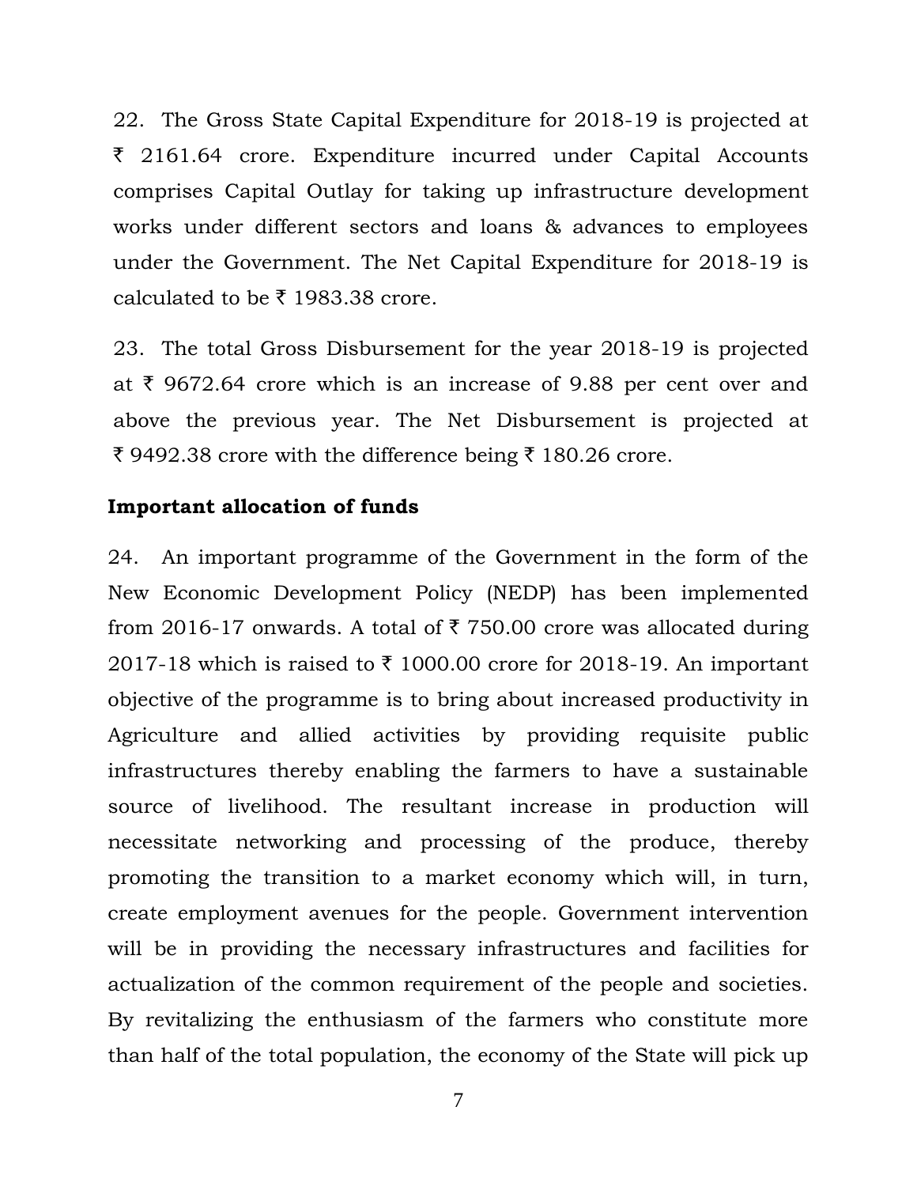22. The Gross State Capital Expenditure for 2018-19 is projected at ₹ 2161.64 crore. Expenditure incurred under Capital Accounts comprises Capital Outlay for taking up infrastructure development works under different sectors and loans & advances to employees under the Government. The Net Capital Expenditure for 2018-19 is calculated to be ₹ 1983.38 crore.

23. The total Gross Disbursement for the year 2018-19 is projected at ₹ 9672.64 crore which is an increase of 9.88 per cent over and above the previous year. The Net Disbursement is projected at ₹ 9492.38 crore with the difference being ₹ 180.26 crore.

**Important allocation of funds**

24. An important programme of the Government in the form of the New Economic Development Policy (NEDP) has been implemented from 2016-17 onwards. A total of ₹ 750.00 crore was allocated during 2017-18 which is raised to ₹ 1000.00 crore for 2018-19. An important objective of the programme is to bring about increased productivity in Agriculture and allied activities by providing requisite public infrastructures thereby enabling the farmers to have a sustainable source of livelihood. The resultant increase in production will necessitate networking and processing of the produce, thereby promoting the transition to a market economy which will, in turn, create employment avenues for the people. Government intervention will be in providing the necessary infrastructures and facilities for actualization of the common requirement of the people and societies. By revitalizing the enthusiasm of the farmers who constitute more than half of the total population, the economy of the State will pick up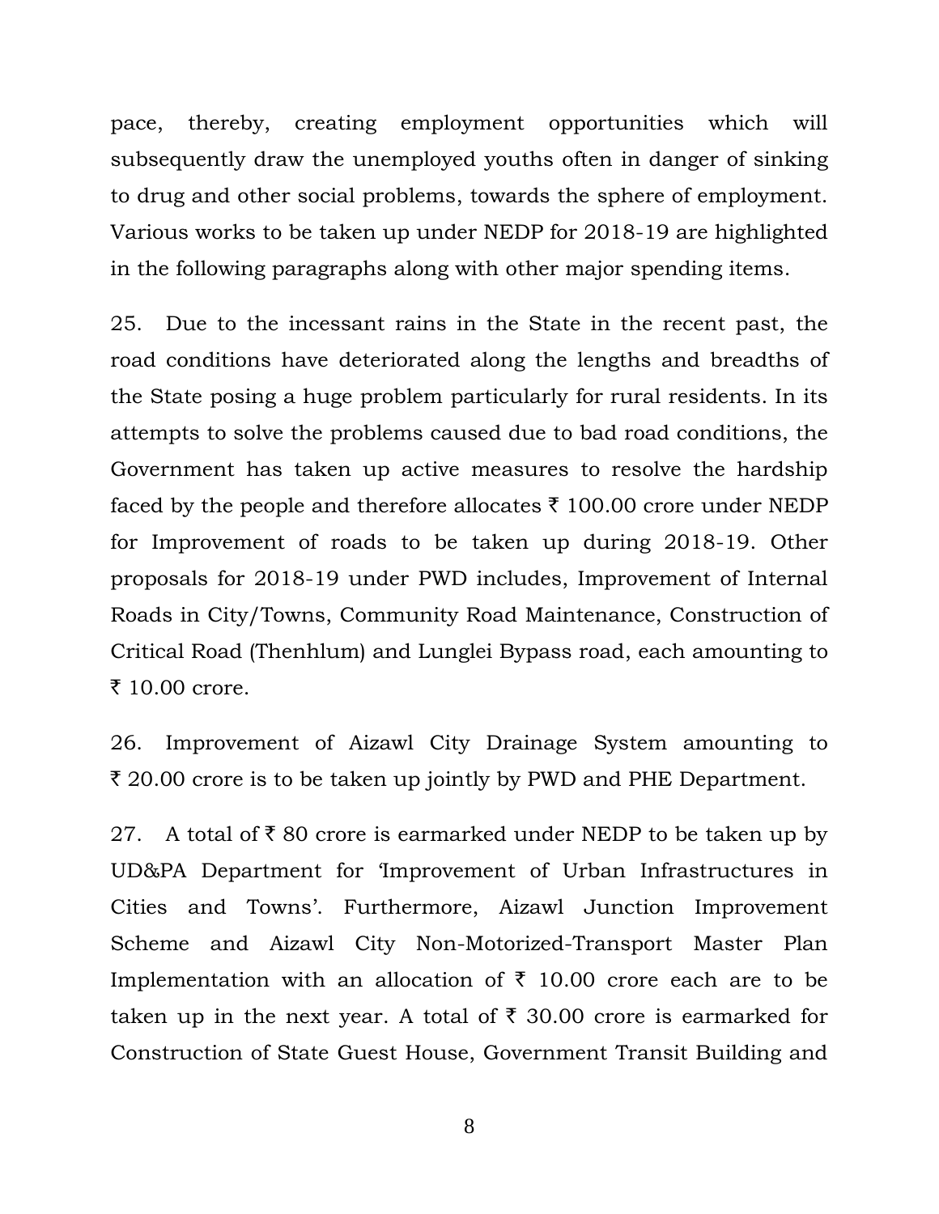pace, thereby, creating employment opportunities which will subsequently draw the unemployed youths often in danger of sinking to drug and other social problems, towards the sphere of employment. Various works to be taken up under NEDP for 2018-19 are highlighted in the following paragraphs along with other major spending items.

25. Due to the incessant rains in the State in the recent past, the road conditions have deteriorated along the lengths and breadths of the State posing a huge problem particularly for rural residents. In its attempts to solve the problems caused due to bad road conditions, the Government has taken up active measures to resolve the hardship faced by the people and therefore allocates ₹ 100.00 crore under NEDP for Improvement of roads to be taken up during 2018-19. Other proposals for 2018-19 under PWD includes, Improvement of Internal Roads in City/Towns, Community Road Maintenance, Construction of Critical Road (Thenhlum) and Lunglei Bypass road, each amounting to ₹ 10.00 crore.

26. Improvement of Aizawl City Drainage System amounting to ₹ 20.00 crore is to be taken up jointly by PWD and PHE Department.

27. A total of ₹ 80 crore is earmarked under NEDP to be taken up by UD&PA Department for 'Improvement of Urban Infrastructures in Cities and Towns'. Furthermore, Aizawl Junction Improvement Scheme and Aizawl City Non-Motorized-Transport Master Plan Implementation with an allocation of ₹ 10.00 crore each are to be taken up in the next year. A total of ₹ 30.00 crore is earmarked for Construction of State Guest House, Government Transit Building and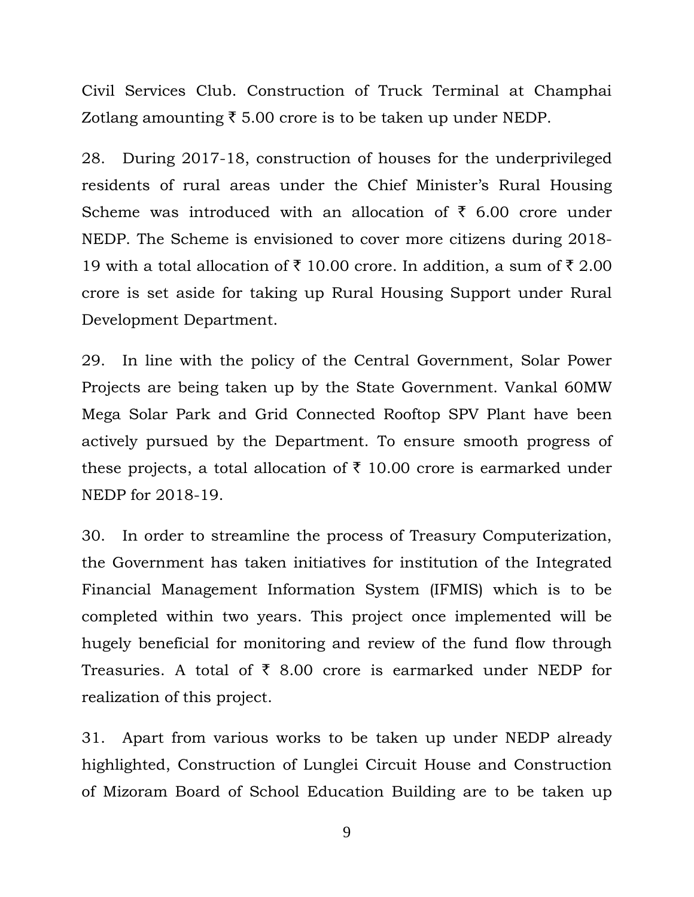Civil Services Club. Construction of Truck Terminal at Champhai Zotlang amounting ₹ 5.00 crore is to be taken up under NEDP.

28. During 2017-18, construction of houses for the underprivileged residents of rural areas under the Chief Minister's Rural Housing Scheme was introduced with an allocation of ₹ 6.00 crore under NEDP. The Scheme is envisioned to cover more citizens during 2018-19 with a total allocation of ₹ 10.00 crore. In addition, a sum of ₹ 2.00 crore is set aside for taking up Rural Housing Support under Rural Development Department.

29. In line with the policy of the Central Government, Solar Power Projects are being taken up by the State Government. Vankal 60MW Mega Solar Park and Grid Connected Rooftop SPV Plant have been actively pursued by the Department. To ensure smooth progress of these projects, a total allocation of ₹ 10.00 crore is earmarked under NEDP for 2018-19.

30. In order to streamline the process of Treasury Computerization, the Government has taken initiatives for institution of the Integrated Financial Management Information System (IFMIS) which is to be completed within two years. This project once implemented will be hugely beneficial for monitoring and review of the fund flow through Treasuries. A total of ₹ 8.00 crore is earmarked under NEDP for realization of this project.

31. Apart from various works to be taken up under NEDP already highlighted, Construction of Lunglei Circuit House and Construction of Mizoram Board of School Education Building are to be taken up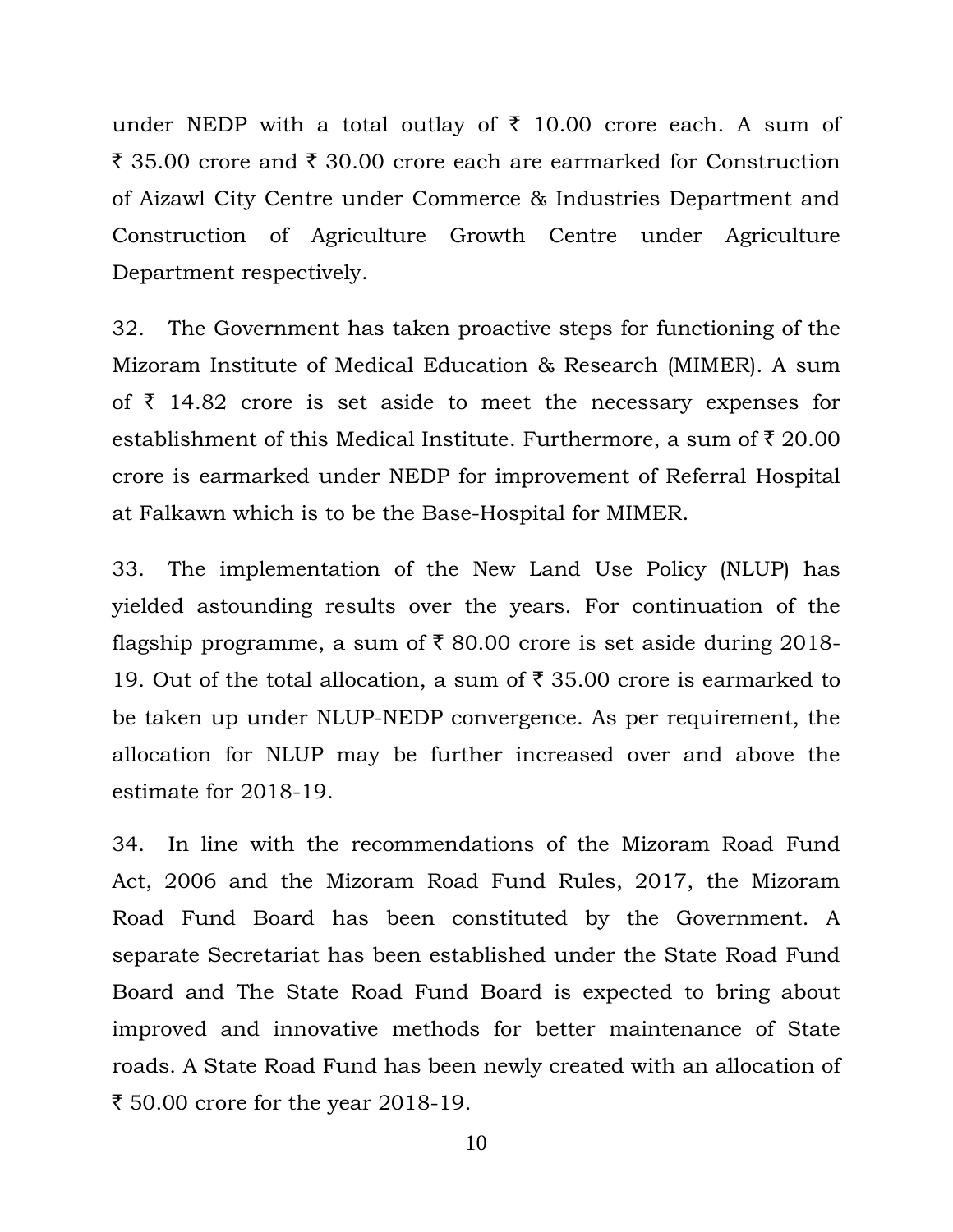under NEDP with a total outlay of ₹ 10.00 crore each. A sum of ₹ 35.00 crore and ₹ 30.00 crore each are earmarked for Construction of Aizawl City Centre under Commerce & Industries Department and Construction of Agriculture Growth Centre under Agriculture Department respectively.

32. The Government has taken proactive steps for functioning of the Mizoram Institute of Medical Education & Research (MIMER). A sum of ₹ 14.82 crore is set aside to meet the necessary expenses for establishment of this Medical Institute. Furthermore, a sum of ₹ 20.00 crore is earmarked under NEDP for improvement of Referral Hospital at Falkawn which is to be the Base-Hospital for MIMER.

33. The implementation of the New Land Use Policy (NLUP) has yielded astounding results over the years. For continuation of the flagship programme, a sum of ₹ 80.00 crore is set aside during 2018-19. Out of the total allocation, a sum of ₹ 35.00 crore is earmarked to be taken up under NLUP-NEDP convergence. As per requirement, the allocation for NLUP may be further increased over and above the estimate for 2018-19.

34. In line with the recommendations of the Mizoram Road Fund Act, 2006 and the Mizoram Road Fund Rules, 2017, the Mizoram Road Fund Board has been constituted by the Government. A separate Secretariat has been established under the State Road Fund Board and The State Road Fund Board is expected to bring about improved and innovative methods for better maintenance of State roads. A State Road Fund has been newly created with an allocation of ₹ 50.00 crore for the year 2018-19.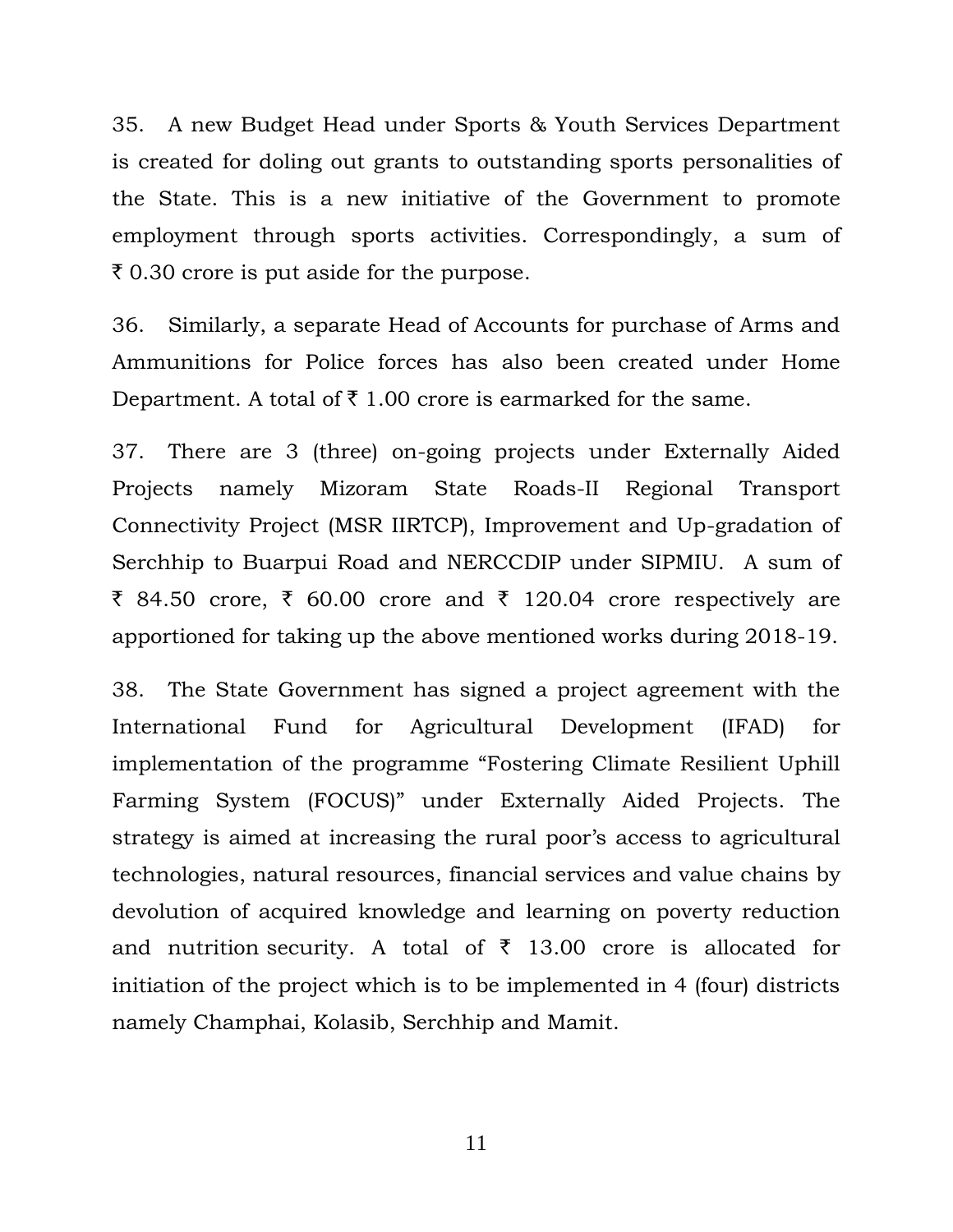35. A new Budget Head under Sports & Youth Services Department is created for doling out grants to outstanding sports personalities of the State. This is a new initiative of the Government to promote employment through sports activities. Correspondingly, a sum of ₹ 0.30 crore is put aside for the purpose.

36. Similarly, a separate Head of Accounts for purchase of Arms and Ammunitions for Police forces has also been created under Home Department. A total of ₹ 1.00 crore is earmarked for the same.

37. There are 3 (three) on-going projects under Externally Aided Projects namely Mizoram State Roads-II Regional Transport Connectivity Project (MSR IIRTCP), Improvement and Up-gradation of Serchhip to Buarpui Road and NERCCDIP under SIPMIU. A sum of ₹ 84.50 crore, ₹ 60.00 crore and ₹ 120.04 crore respectively are apportioned for taking up the above mentioned works during 2018-19.

38. The State Government has signed a project agreement with the International Fund for Agricultural Development (IFAD) for implementation of the programme "Fostering Climate Resilient Uphill Farming System (FOCUS)" under Externally Aided Projects. The strategy is aimed at increasing the rural poor's access to agricultural technologies, natural resources, financial services and value chains by devolution of acquired knowledge and learning on poverty reduction and nutrition security. A total of ₹ 13.00 crore is allocated for initiation of the project which is to be implemented in 4 (four) districts namely Champhai, Kolasib, Serchhip and Mamit.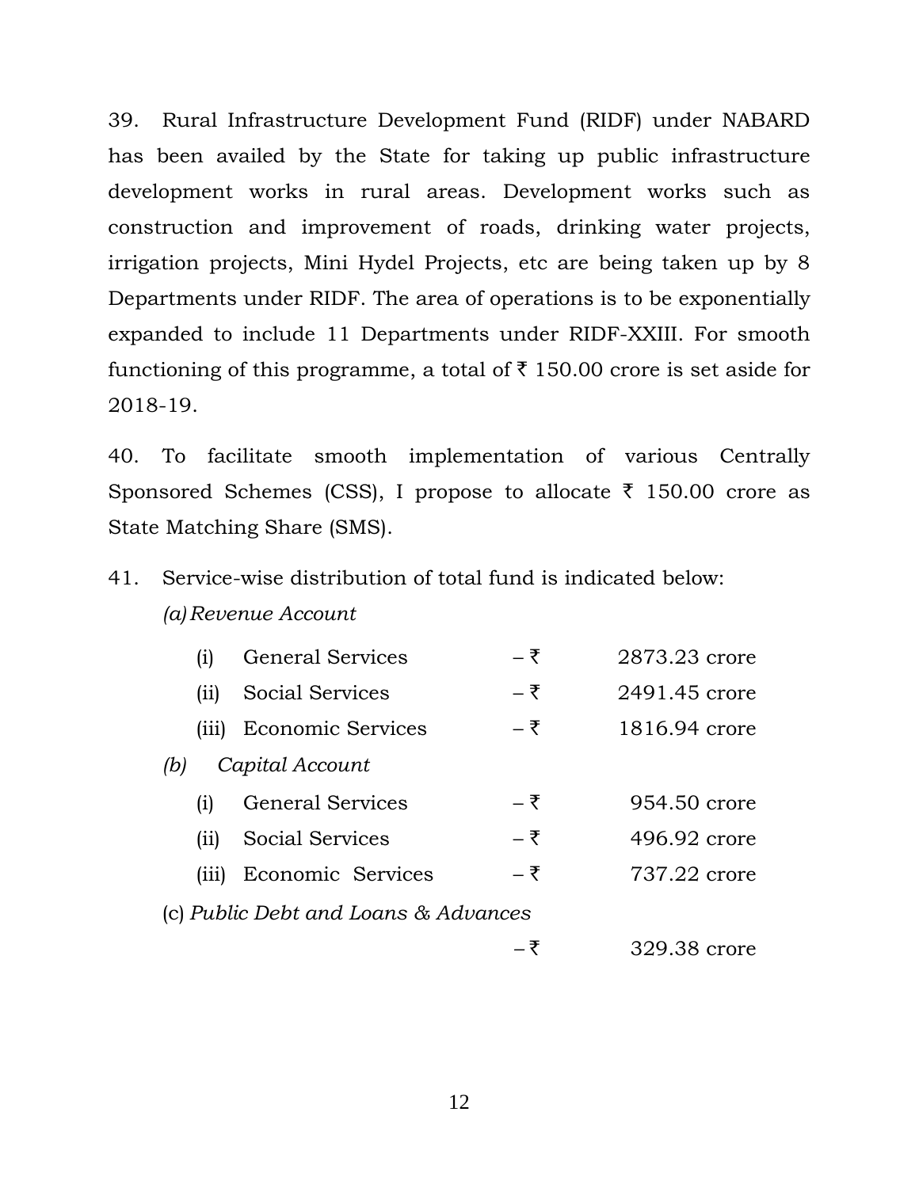39. Rural Infrastructure Development Fund (RIDF) under NABARD has been availed by the State for taking up public infrastructure development works in rural areas. Development works such as construction and improvement of roads, drinking water projects, irrigation projects, Mini Hydel Projects, etc are being taken up by 8 Departments under RIDF. The area of operations is to be exponentially expanded to include 11 Departments under RIDF-XXIII. For smooth functioning of this programme, a total of ₹ 150.00 crore is set aside for 2018-19.

40. To facilitate smooth implementation of various Centrally Sponsored Schemes (CSS), I propose to allocate ₹ 150.00 crore as State Matching Share (SMS).

41. Service-wise distribution of total fund is indicated below:

*(a) Revenue Account*

| | | | |
|---|---|---|---|
| (i) | General Services | – ₹ | 2873.23 crore |
| (ii) | Social Services | – ₹ | 2491.45 crore |
| (iii) | Economic Services | – ₹ | 1816.94 crore |

*(b) Capital Account*

| | | | |
|---|---|---|---|
| (i) | General Services | – ₹ | 954.50 crore |
| (ii) | Social Services | – ₹ | 496.92 crore |
| (iii) | Economic Services | – ₹ | 737.22 crore |

(c) *Public Debt and Loans & Advances*

– ₹ 329.38 crore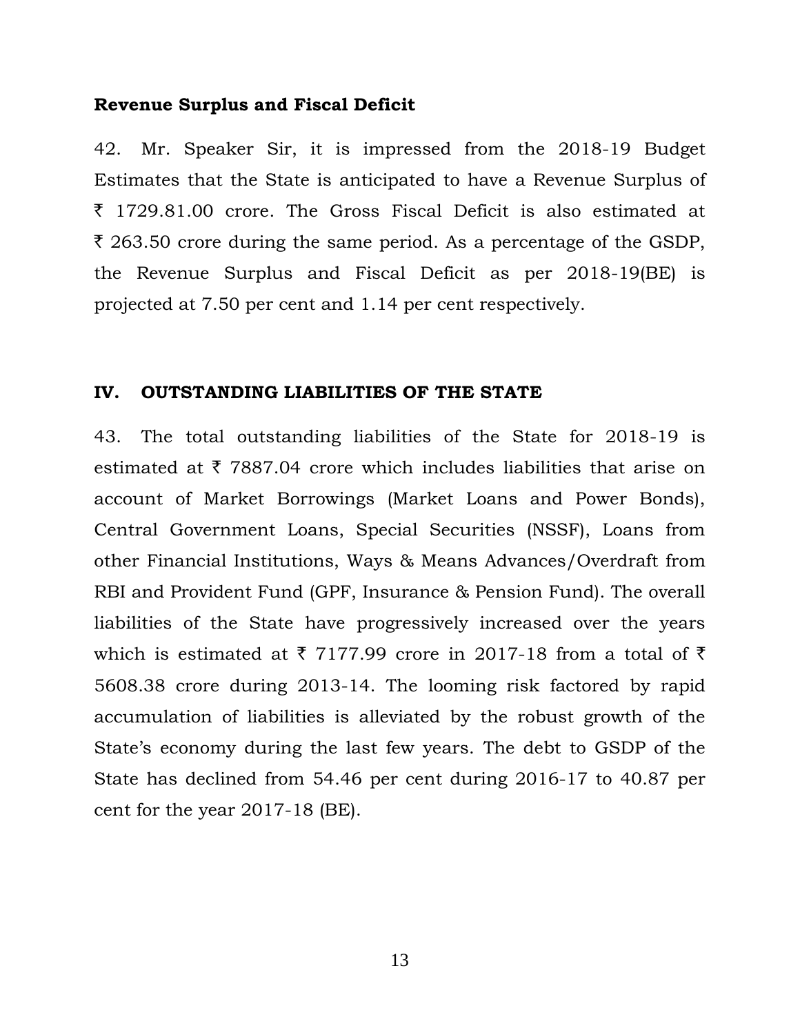**Revenue Surplus and Fiscal Deficit**

42. Mr. Speaker Sir, it is impressed from the 2018-19 Budget Estimates that the State is anticipated to have a Revenue Surplus of ₹ 1729.81.00 crore. The Gross Fiscal Deficit is also estimated at ₹ 263.50 crore during the same period. As a percentage of the GSDP, the Revenue Surplus and Fiscal Deficit as per 2018-19(BE) is projected at 7.50 per cent and 1.14 per cent respectively.

## IV. OUTSTANDING LIABILITIES OF THE STATE

43. The total outstanding liabilities of the State for 2018-19 is estimated at ₹ 7887.04 crore which includes liabilities that arise on account of Market Borrowings (Market Loans and Power Bonds), Central Government Loans, Special Securities (NSSF), Loans from other Financial Institutions, Ways & Means Advances/Overdraft from RBI and Provident Fund (GPF, Insurance & Pension Fund). The overall liabilities of the State have progressively increased over the years which is estimated at ₹ 7177.99 crore in 2017-18 from a total of ₹ 5608.38 crore during 2013-14. The looming risk factored by rapid accumulation of liabilities is alleviated by the robust growth of the State's economy during the last few years. The debt to GSDP of the State has declined from 54.46 per cent during 2016-17 to 40.87 per cent for the year 2017-18 (BE).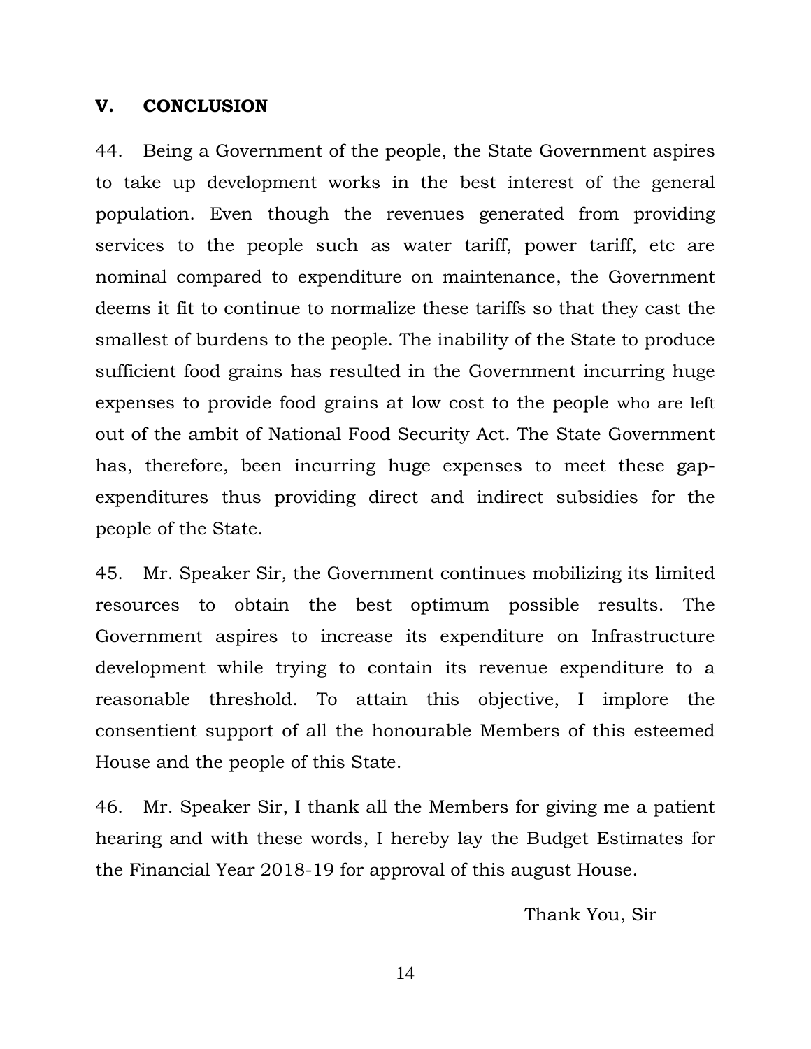## V. CONCLUSION

44. Being a Government of the people, the State Government aspires to take up development works in the best interest of the general population. Even though the revenues generated from providing services to the people such as water tariff, power tariff, etc are nominal compared to expenditure on maintenance, the Government deems it fit to continue to normalize these tariffs so that they cast the smallest of burdens to the people. The inability of the State to produce sufficient food grains has resulted in the Government incurring huge expenses to provide food grains at low cost to the people who are left out of the ambit of National Food Security Act. The State Government has, therefore, been incurring huge expenses to meet these gap-expenditures thus providing direct and indirect subsidies for the people of the State.

45. Mr. Speaker Sir, the Government continues mobilizing its limited resources to obtain the best optimum possible results. The Government aspires to increase its expenditure on Infrastructure development while trying to contain its revenue expenditure to a reasonable threshold. To attain this objective, I implore the consentient support of all the honourable Members of this esteemed House and the people of this State.

46. Mr. Speaker Sir, I thank all the Members for giving me a patient hearing and with these words, I hereby lay the Budget Estimates for the Financial Year 2018-19 for approval of this august House.

Thank You, Sir